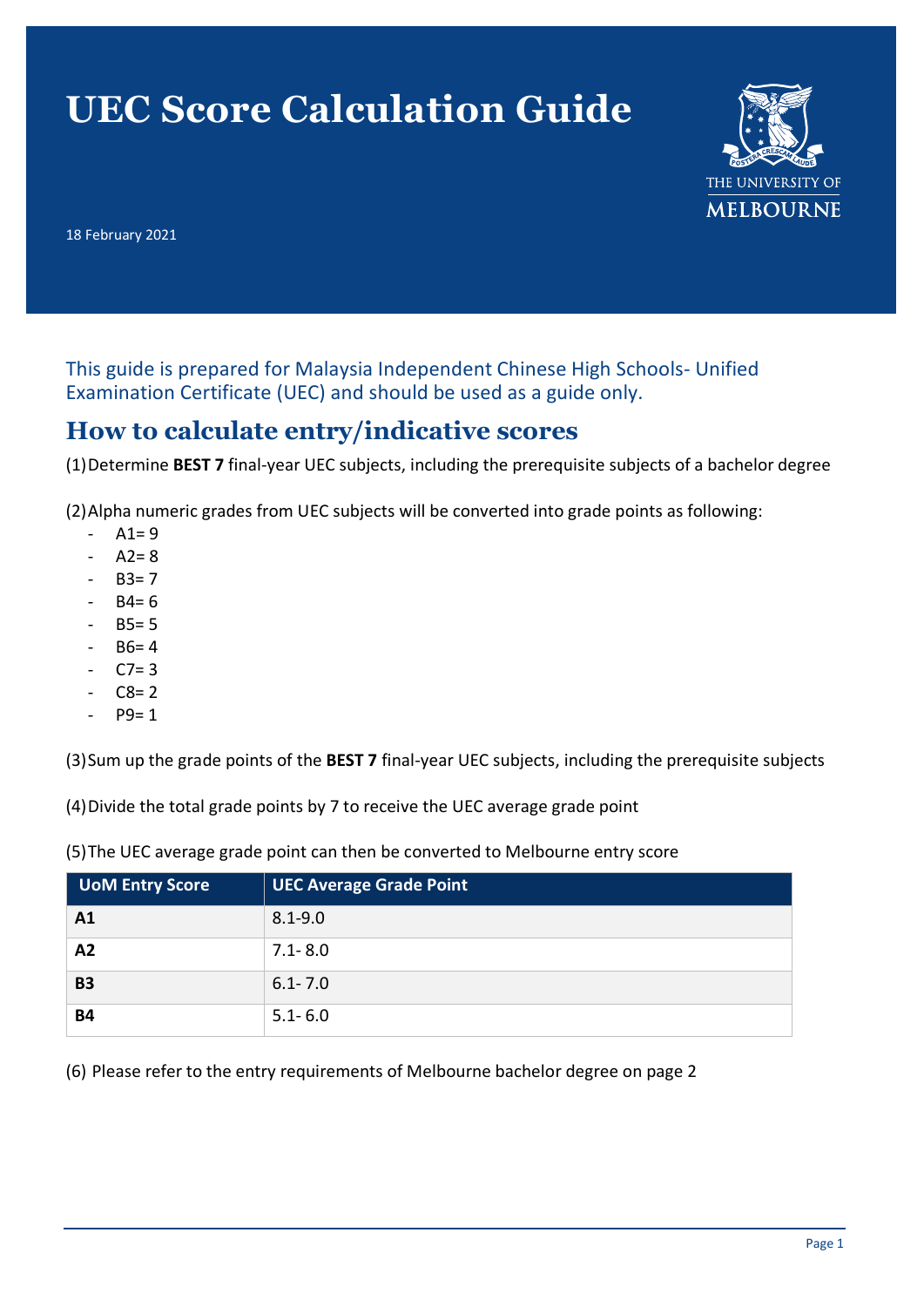# UEC Score Calculation Guide

18 February 2021

This guide is prepared for Malaysia Independent Chinese High Schools- Unified Examination Certificate (UEC) and should be used as a guide only.

## How to calculate entry/indicative scores

(1) Determine **BEST 7** final-year UEC subjects, including the prerequisite subjects of a bachelor degree

(2) Alpha numeric grades from UEC subjects will be converted into grade points as following:

- A1= 9
- A2= 8
- B3= 7
- B4= 6
- B5= 5
- B6= 4
- C7= 3
- C8= 2
- P9= 1

(3) Sum up the grade points of the **BEST 7** final-year UEC subjects, including the prerequisite subjects

(4) Divide the total grade points by 7 to receive the UEC average grade point

(5) The UEC average grade point can then be converted to Melbourne entry score

| UoM Entry Score | UEC Average Grade Point |
|---|---|
| **A1** | 8.1-9.0 |
| **A2** | 7.1- 8.0 |
| **B3** | 6.1- 7.0 |
| **B4** | 5.1- 6.0 |

(6) Please refer to the entry requirements of Melbourne bachelor degree on page 2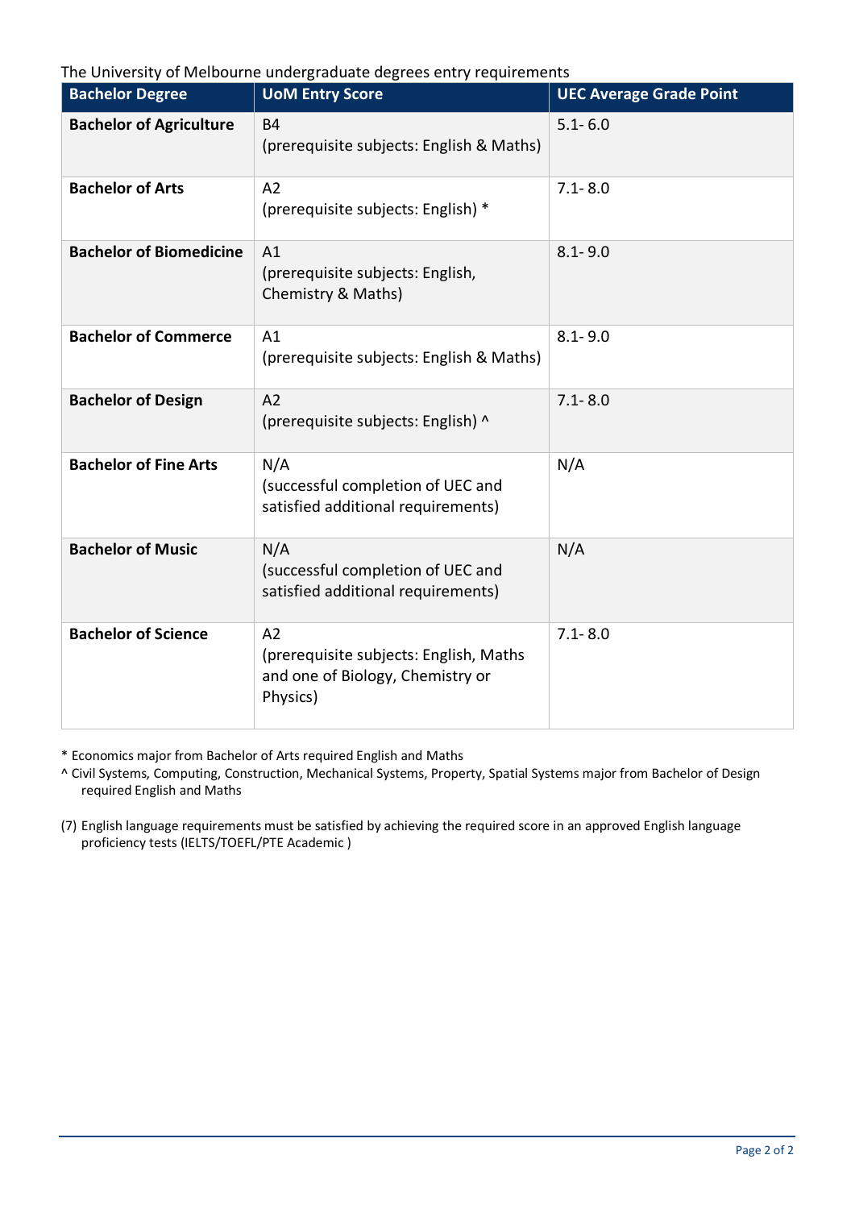The University of Melbourne undergraduate degrees entry requirements

| Bachelor Degree | UoM Entry Score | UEC Average Grade Point |
| --- | --- | --- |
| **Bachelor of Agriculture** | B4<br>(prerequisite subjects: English & Maths) | 5.1- 6.0 |
| **Bachelor of Arts** | A2<br>(prerequisite subjects: English) * | 7.1- 8.0 |
| **Bachelor of Biomedicine** | A1<br>(prerequisite subjects: English, Chemistry & Maths) | 8.1- 9.0 |
| **Bachelor of Commerce** | A1<br>(prerequisite subjects: English & Maths) | 8.1- 9.0 |
| **Bachelor of Design** | A2<br>(prerequisite subjects: English) ^ | 7.1- 8.0 |
| **Bachelor of Fine Arts** | N/A<br>(successful completion of UEC and satisfied additional requirements) | N/A |
| **Bachelor of Music** | N/A<br>(successful completion of UEC and satisfied additional requirements) | N/A |
| **Bachelor of Science** | A2<br>(prerequisite subjects: English, Maths and one of Biology, Chemistry or Physics) | 7.1- 8.0 |

* Economics major from Bachelor of Arts required English and Maths

^ Civil Systems, Computing, Construction, Mechanical Systems, Property, Spatial Systems major from Bachelor of Design required English and Maths

(7) English language requirements must be satisfied by achieving the required score in an approved English language proficiency tests (IELTS/TOEFL/PTE Academic )